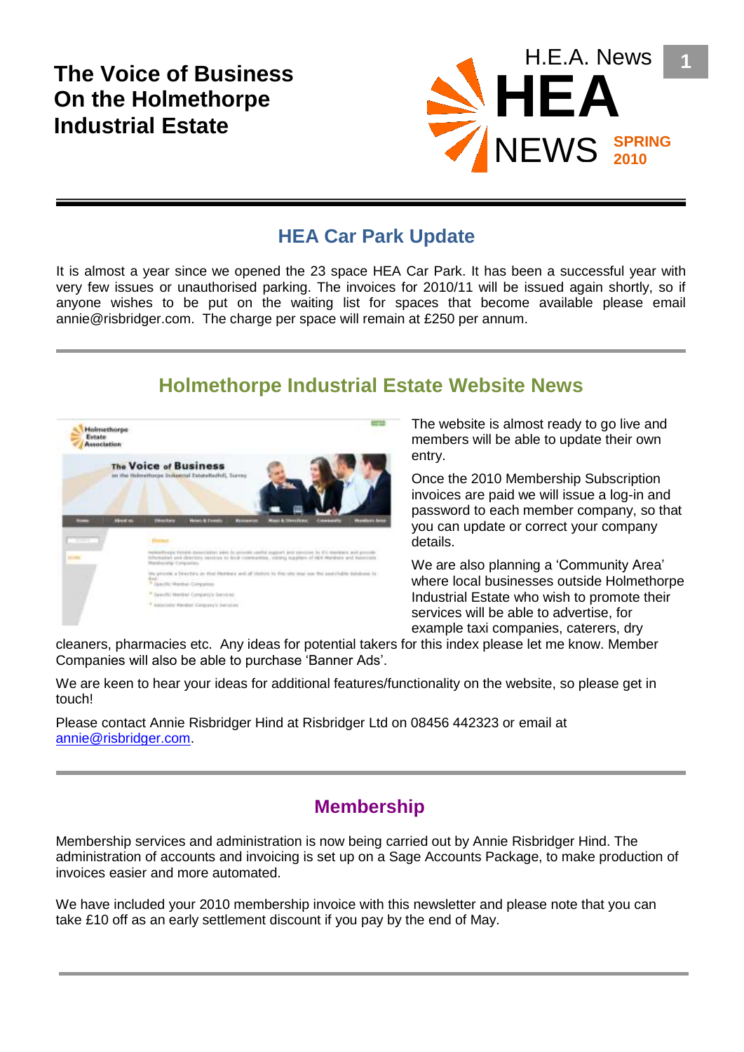# The Voice of Business On the Holmethorpe Industrial Estate

H.E.A. News

# HEA NEWS

SPRING 2010

## HEA Car Park Update

It is almost a year since we opened the 23 space HEA Car Park. It has been a successful year with very few issues or unauthorised parking. The invoices for 2010/11 will be issued again shortly, so if anyone wishes to be put on the waiting list for spaces that become available please email annie@risbridger.com. The charge per space will remain at £250 per annum.

## Holmethorpe Industrial Estate Website News

The website is almost ready to go live and members will be able to update their own entry.

Once the 2010 Membership Subscription invoices are paid we will issue a log-in and password to each member company, so that you can update or correct your company details.

We are also planning a 'Community Area' where local businesses outside Holmethorpe Industrial Estate who wish to promote their services will be able to advertise, for example taxi companies, caterers, dry cleaners, pharmacies etc. Any ideas for potential takers for this index please let me know. Member Companies will also be able to purchase 'Banner Ads'.

We are keen to hear your ideas for additional features/functionality on the website, so please get in touch!

Please contact Annie Risbridger Hind at Risbridger Ltd on 08456 442323 or email at annie@risbridger.com.

## Membership

Membership services and administration is now being carried out by Annie Risbridger Hind. The administration of accounts and invoicing is set up on a Sage Accounts Package, to make production of invoices easier and more automated.

We have included your 2010 membership invoice with this newsletter and please note that you can take £10 off as an early settlement discount if you pay by the end of May.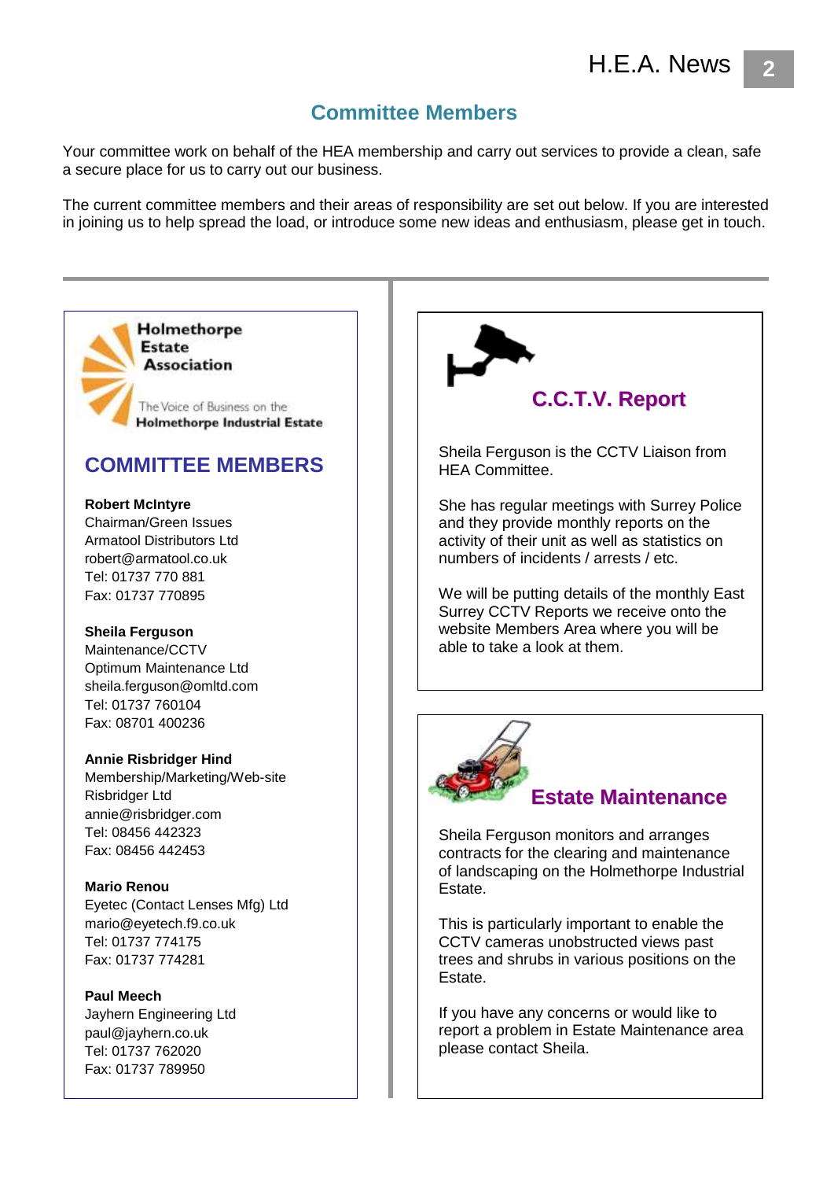# Committee Members

Your committee work on behalf of the HEA membership and carry out services to provide a clean, safe a secure place for us to carry out our business.

The current committee members and their areas of responsibility are set out below. If you are interested in joining us to help spread the load, or introduce some new ideas and enthusiasm, please get in touch.

**Holmethorpe Estate Association**

The Voice of Business on the **Holmethorpe Industrial Estate**

## COMMITTEE MEMBERS

**Robert McIntyre**
Chairman/Green Issues
Armatool Distributors Ltd
robert@armatool.co.uk
Tel: 01737 770 881
Fax: 01737 770895

**Sheila Ferguson**
Maintenance/CCTV
Optimum Maintenance Ltd
sheila.ferguson@omltd.com
Tel: 01737 760104
Fax: 08701 400236

**Annie Risbridger Hind**
Membership/Marketing/Web-site
Risbridger Ltd
annie@risbridger.com
Tel: 08456 442323
Fax: 08456 442453

**Mario Renou**
Eyetec (Contact Lenses Mfg) Ltd
mario@eyetech.f9.co.uk
Tel: 01737 774175
Fax: 01737 774281

**Paul Meech**
Jayhern Engineering Ltd
paul@jayhern.co.uk
Tel: 01737 762020
Fax: 01737 789950

## C.C.T.V. Report

Sheila Ferguson is the CCTV Liaison from HEA Committee.

She has regular meetings with Surrey Police and they provide monthly reports on the activity of their unit as well as statistics on numbers of incidents / arrests / etc.

We will be putting details of the monthly East Surrey CCTV Reports we receive onto the website Members Area where you will be able to take a look at them.

## Estate Maintenance

Sheila Ferguson monitors and arranges contracts for the clearing and maintenance of landscaping on the Holmethorpe Industrial Estate.

This is particularly important to enable the CCTV cameras unobstructed views past trees and shrubs in various positions on the Estate.

If you have any concerns or would like to report a problem in Estate Maintenance area please contact Sheila.